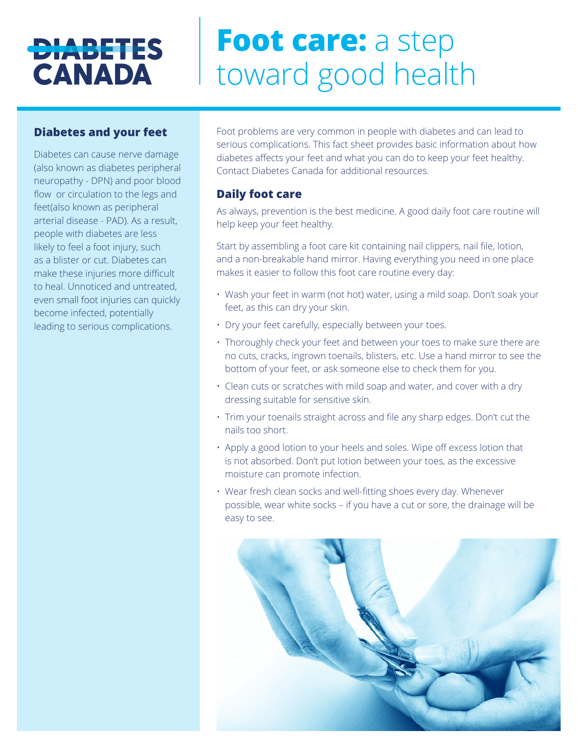DIABETES CANADA

# **Foot care:** a step toward good health

## Diabetes and your feet

Diabetes can cause nerve damage (also known as diabetes peripheral neuropathy - DPN) and poor blood flow or circulation to the legs and feet(also known as peripheral arterial disease - PAD). As a result, people with diabetes are less likely to feel a foot injury, such as a blister or cut. Diabetes can make these injuries more difficult to heal. Unnoticed and untreated, even small foot injuries can quickly become infected, potentially leading to serious complications.

Foot problems are very common in people with diabetes and can lead to serious complications. This fact sheet provides basic information about how diabetes affects your feet and what you can do to keep your feet healthy. Contact Diabetes Canada for additional resources.

## Daily foot care

As always, prevention is the best medicine. A good daily foot care routine will help keep your feet healthy.

Start by assembling a foot care kit containing nail clippers, nail file, lotion, and a non-breakable hand mirror. Having everything you need in one place makes it easier to follow this foot care routine every day:

- Wash your feet in warm (not hot) water, using a mild soap. Don't soak your feet, as this can dry your skin.
- Dry your feet carefully, especially between your toes.
- Thoroughly check your feet and between your toes to make sure there are no cuts, cracks, ingrown toenails, blisters, etc. Use a hand mirror to see the bottom of your feet, or ask someone else to check them for you.
- Clean cuts or scratches with mild soap and water, and cover with a dry dressing suitable for sensitive skin.
- Trim your toenails straight across and file any sharp edges. Don't cut the nails too short.
- Apply a good lotion to your heels and soles. Wipe off excess lotion that is not absorbed. Don't put lotion between your toes, as the excessive moisture can promote infection.
- Wear fresh clean socks and well-fitting shoes every day. Whenever possible, wear white socks – if you have a cut or sore, the drainage will be easy to see.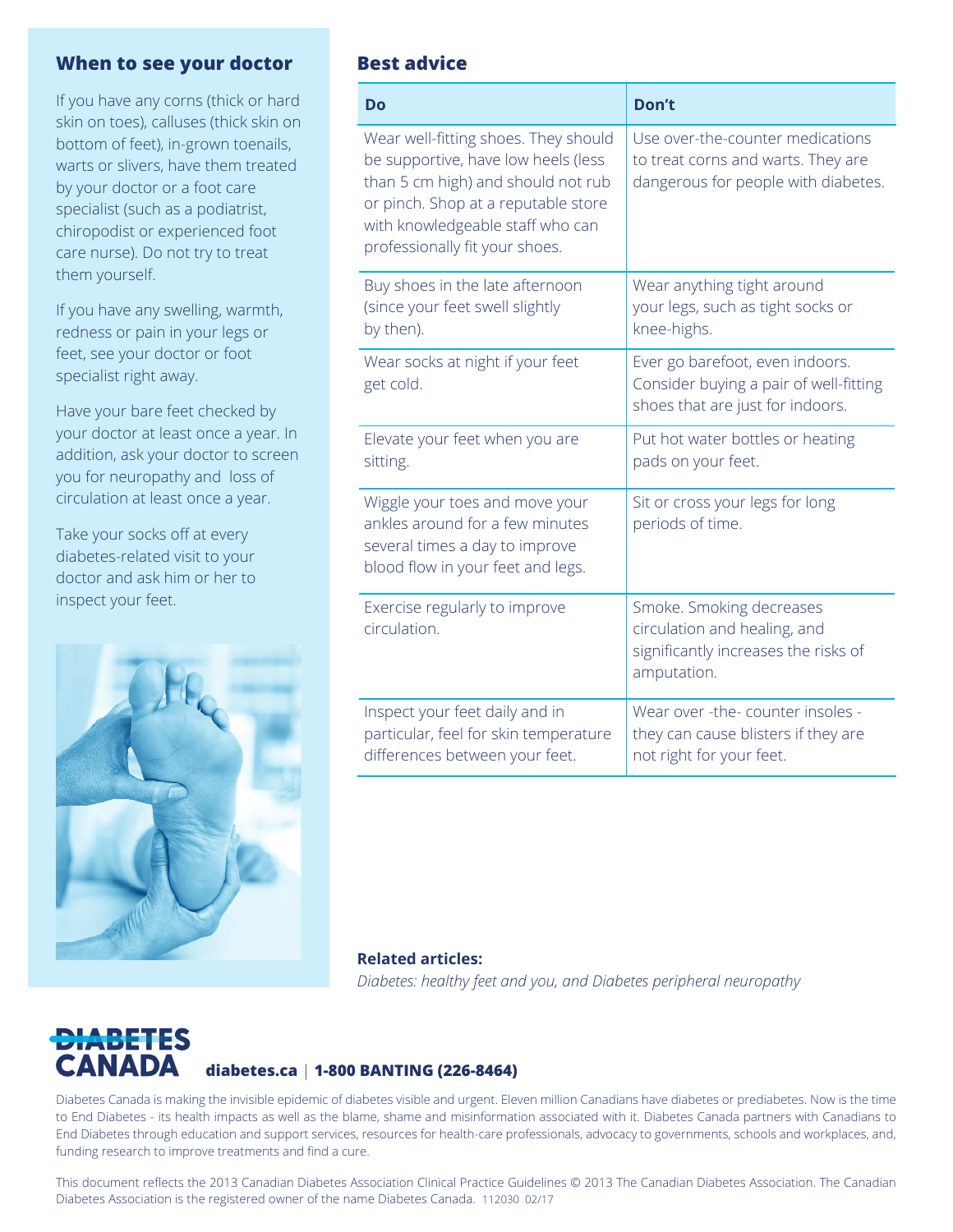## When to see your doctor

If you have any corns (thick or hard skin on toes), calluses (thick skin on bottom of feet), in-grown toenails, warts or slivers, have them treated by your doctor or a foot care specialist (such as a podiatrist, chiropodist or experienced foot care nurse). Do not try to treat them yourself.

If you have any swelling, warmth, redness or pain in your legs or feet, see your doctor or foot specialist right away.

Have your bare feet checked by your doctor at least once a year. In addition, ask your doctor to screen you for neuropathy and loss of circulation at least once a year.

Take your socks off at every diabetes-related visit to your doctor and ask him or her to inspect your feet.

## Best advice

| Do | Don't |
|---|---|
| Wear well-fitting shoes. They should be supportive, have low heels (less than 5 cm high) and should not rub or pinch. Shop at a reputable store with knowledgeable staff who can professionally fit your shoes. | Use over-the-counter medications to treat corns and warts. They are dangerous for people with diabetes. |
| Buy shoes in the late afternoon (since your feet swell slightly by then). | Wear anything tight around your legs, such as tight socks or knee-highs. |
| Wear socks at night if your feet get cold. | Ever go barefoot, even indoors. Consider buying a pair of well-fitting shoes that are just for indoors. |
| Elevate your feet when you are sitting. | Put hot water bottles or heating pads on your feet. |
| Wiggle your toes and move your ankles around for a few minutes several times a day to improve blood flow in your feet and legs. | Sit or cross your legs for long periods of time. |
| Exercise regularly to improve circulation. | Smoke. Smoking decreases circulation and healing, and significantly increases the risks of amputation. |
| Inspect your feet daily and in particular, feel for skin temperature differences between your feet. | Wear over -the- counter insoles - they can cause blisters if they are not right for your feet. |

**Related articles:**
*Diabetes: healthy feet and you, and Diabetes peripheral neuropathy*

**DIABETES CANADA** **diabetes.ca** | **1-800 BANTING (226-8464)**

Diabetes Canada is making the invisible epidemic of diabetes visible and urgent. Eleven million Canadians have diabetes or prediabetes. Now is the time to End Diabetes - its health impacts as well as the blame, shame and misinformation associated with it. Diabetes Canada partners with Canadians to End Diabetes through education and support services, resources for health-care professionals, advocacy to governments, schools and workplaces, and, funding research to improve treatments and find a cure.

This document reflects the 2013 Canadian Diabetes Association Clinical Practice Guidelines © 2013 The Canadian Diabetes Association. The Canadian Diabetes Association is the registered owner of the name Diabetes Canada. 112030 02/17